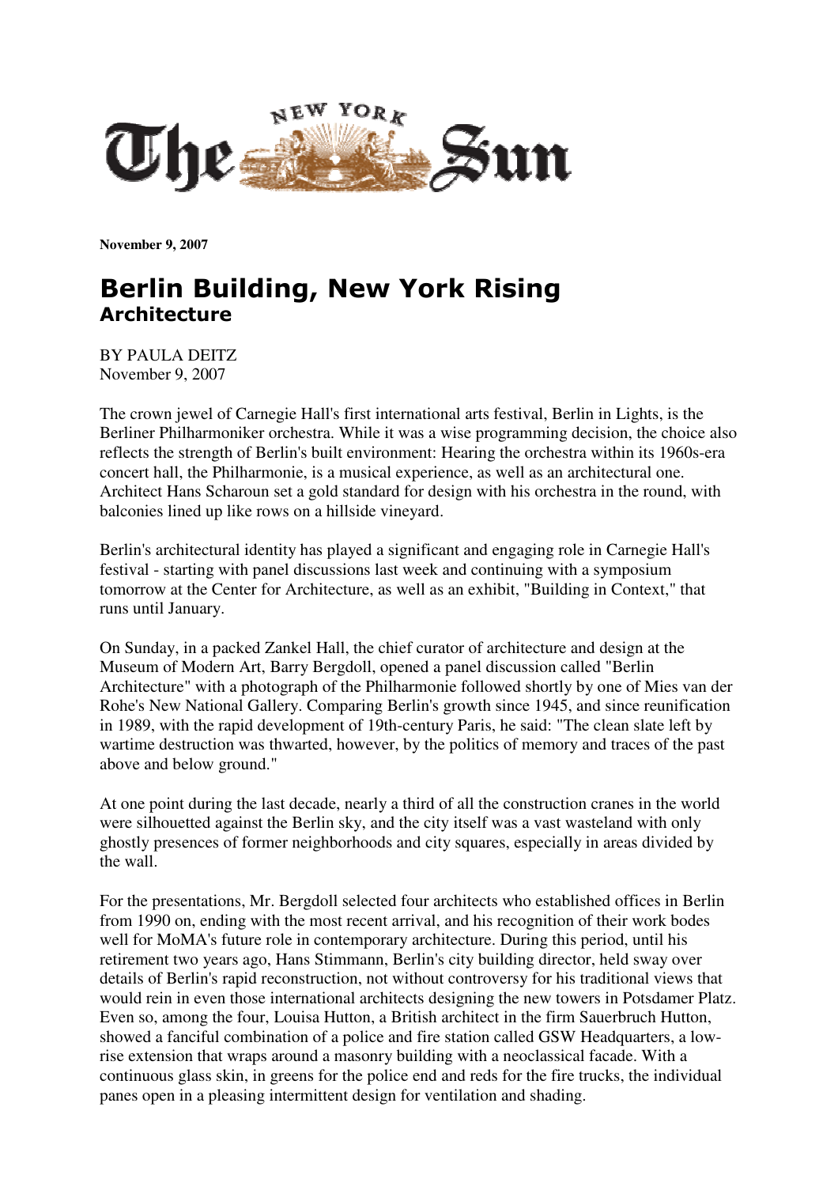**The New York Sun**

**November 9, 2007**

# Berlin Building, New York Rising
## Architecture

BY PAULA DEITZ
November 9, 2007

The crown jewel of Carnegie Hall's first international arts festival, Berlin in Lights, is the Berliner Philharmoniker orchestra. While it was a wise programming decision, the choice also reflects the strength of Berlin's built environment: Hearing the orchestra within its 1960s-era concert hall, the Philharmonie, is a musical experience, as well as an architectural one. Architect Hans Scharoun set a gold standard for design with his orchestra in the round, with balconies lined up like rows on a hillside vineyard.

Berlin's architectural identity has played a significant and engaging role in Carnegie Hall's festival - starting with panel discussions last week and continuing with a symposium tomorrow at the Center for Architecture, as well as an exhibit, "Building in Context," that runs until January.

On Sunday, in a packed Zankel Hall, the chief curator of architecture and design at the Museum of Modern Art, Barry Bergdoll, opened a panel discussion called "Berlin Architecture" with a photograph of the Philharmonie followed shortly by one of Mies van der Rohe's New National Gallery. Comparing Berlin's growth since 1945, and since reunification in 1989, with the rapid development of 19th-century Paris, he said: "The clean slate left by wartime destruction was thwarted, however, by the politics of memory and traces of the past above and below ground."

At one point during the last decade, nearly a third of all the construction cranes in the world were silhouetted against the Berlin sky, and the city itself was a vast wasteland with only ghostly presences of former neighborhoods and city squares, especially in areas divided by the wall.

For the presentations, Mr. Bergdoll selected four architects who established offices in Berlin from 1990 on, ending with the most recent arrival, and his recognition of their work bodes well for MoMA's future role in contemporary architecture. During this period, until his retirement two years ago, Hans Stimmann, Berlin's city building director, held sway over details of Berlin's rapid reconstruction, not without controversy for his traditional views that would rein in even those international architects designing the new towers in Potsdamer Platz. Even so, among the four, Louisa Hutton, a British architect in the firm Sauerbruch Hutton, showed a fanciful combination of a police and fire station called GSW Headquarters, a low-rise extension that wraps around a masonry building with a neoclassical facade. With a continuous glass skin, in greens for the police end and reds for the fire trucks, the individual panes open in a pleasing intermittent design for ventilation and shading.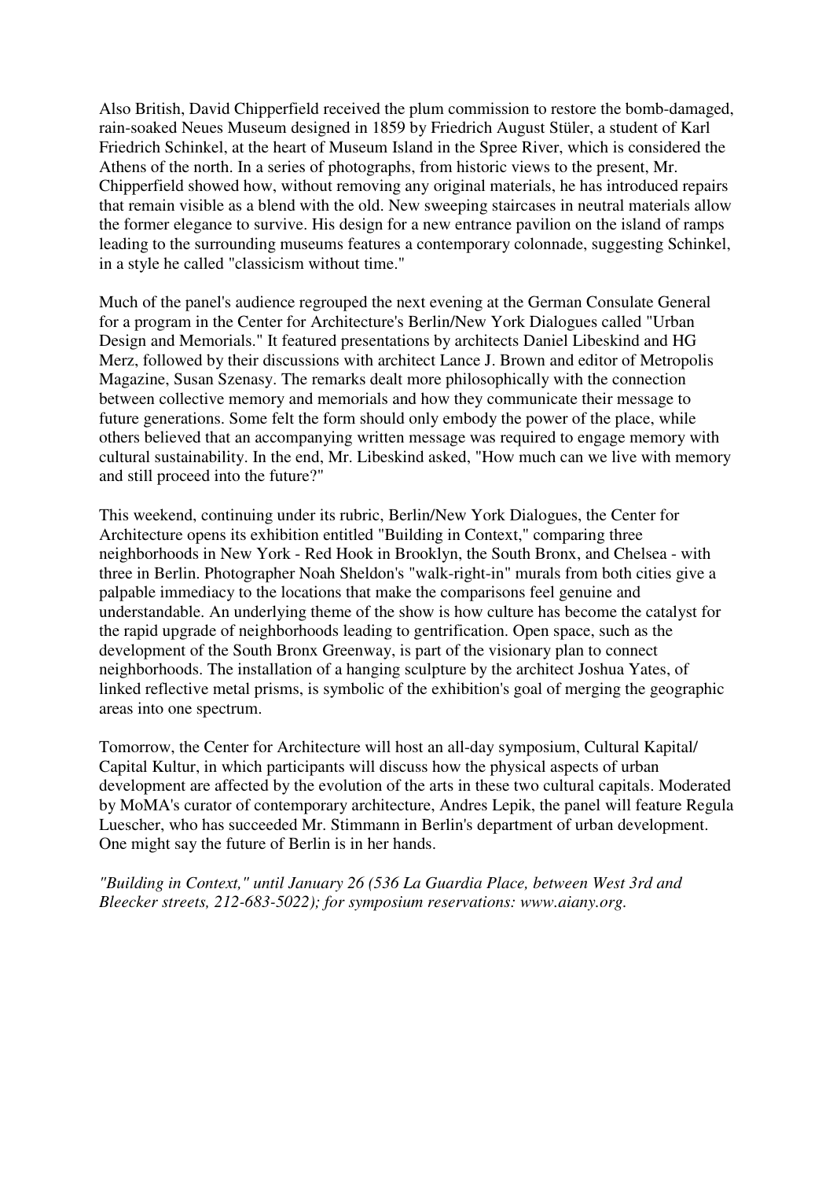Also British, David Chipperfield received the plum commission to restore the bomb-damaged, rain-soaked Neues Museum designed in 1859 by Friedrich August Stüler, a student of Karl Friedrich Schinkel, at the heart of Museum Island in the Spree River, which is considered the Athens of the north. In a series of photographs, from historic views to the present, Mr. Chipperfield showed how, without removing any original materials, he has introduced repairs that remain visible as a blend with the old. New sweeping staircases in neutral materials allow the former elegance to survive. His design for a new entrance pavilion on the island of ramps leading to the surrounding museums features a contemporary colonnade, suggesting Schinkel, in a style he called "classicism without time."

Much of the panel's audience regrouped the next evening at the German Consulate General for a program in the Center for Architecture's Berlin/New York Dialogues called "Urban Design and Memorials." It featured presentations by architects Daniel Libeskind and HG Merz, followed by their discussions with architect Lance J. Brown and editor of Metropolis Magazine, Susan Szenasy. The remarks dealt more philosophically with the connection between collective memory and memorials and how they communicate their message to future generations. Some felt the form should only embody the power of the place, while others believed that an accompanying written message was required to engage memory with cultural sustainability. In the end, Mr. Libeskind asked, "How much can we live with memory and still proceed into the future?"

This weekend, continuing under its rubric, Berlin/New York Dialogues, the Center for Architecture opens its exhibition entitled "Building in Context," comparing three neighborhoods in New York - Red Hook in Brooklyn, the South Bronx, and Chelsea - with three in Berlin. Photographer Noah Sheldon's "walk-right-in" murals from both cities give a palpable immediacy to the locations that make the comparisons feel genuine and understandable. An underlying theme of the show is how culture has become the catalyst for the rapid upgrade of neighborhoods leading to gentrification. Open space, such as the development of the South Bronx Greenway, is part of the visionary plan to connect neighborhoods. The installation of a hanging sculpture by the architect Joshua Yates, of linked reflective metal prisms, is symbolic of the exhibition's goal of merging the geographic areas into one spectrum.

Tomorrow, the Center for Architecture will host an all-day symposium, Cultural Kapital/ Capital Kultur, in which participants will discuss how the physical aspects of urban development are affected by the evolution of the arts in these two cultural capitals. Moderated by MoMA's curator of contemporary architecture, Andres Lepik, the panel will feature Regula Luescher, who has succeeded Mr. Stimmann in Berlin's department of urban development. One might say the future of Berlin is in her hands.

*"Building in Context," until January 26 (536 La Guardia Place, between West 3rd and Bleecker streets, 212-683-5022); for symposium reservations: www.aiany.org.*